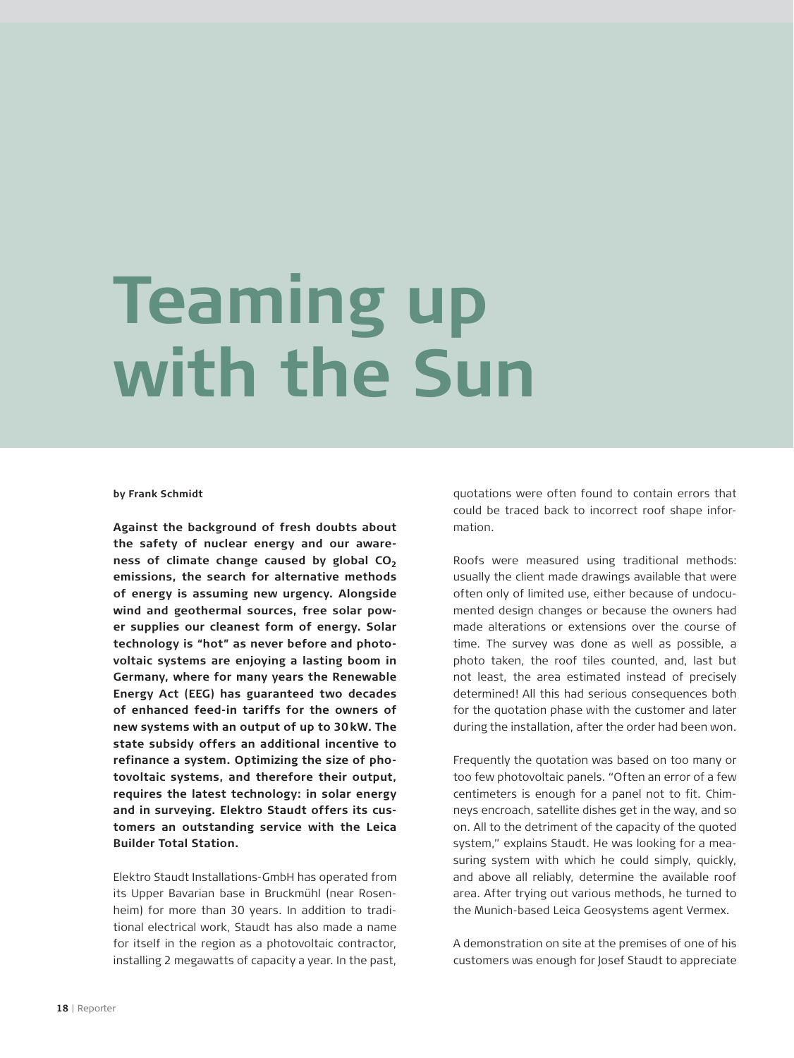# Teaming up with the Sun

**by Frank Schmidt**

**Against the background of fresh doubts about the safety of nuclear energy and our awareness of climate change caused by global $CO_2$ emissions, the search for alternative methods of energy is assuming new urgency. Alongside wind and geothermal sources, free solar power supplies our cleanest form of energy. Solar technology is "hot" as never before and photovoltaic systems are enjoying a lasting boom in Germany, where for many years the Renewable Energy Act (EEG) has guaranteed two decades of enhanced feed-in tariffs for the owners of new systems with an output of up to 30 kW. The state subsidy offers an additional incentive to refinance a system. Optimizing the size of photovoltaic systems, and therefore their output, requires the latest technology: in solar energy and in surveying. Elektro Staudt offers its customers an outstanding service with the Leica Builder Total Station.**

Elektro Staudt Installations-GmbH has operated from its Upper Bavarian base in Bruckmühl (near Rosenheim) for more than 30 years. In addition to traditional electrical work, Staudt has also made a name for itself in the region as a photovoltaic contractor, installing 2 megawatts of capacity a year. In the past, quotations were often found to contain errors that could be traced back to incorrect roof shape information.

Roofs were measured using traditional methods: usually the client made drawings available that were often only of limited use, either because of undocumented design changes or because the owners had made alterations or extensions over the course of time. The survey was done as well as possible, a photo taken, the roof tiles counted, and, last but not least, the area estimated instead of precisely determined! All this had serious consequences both for the quotation phase with the customer and later during the installation, after the order had been won.

Frequently the quotation was based on too many or too few photovoltaic panels. "Often an error of a few centimeters is enough for a panel not to fit. Chimneys encroach, satellite dishes get in the way, and so on. All to the detriment of the capacity of the quoted system," explains Staudt. He was looking for a measuring system with which he could simply, quickly, and above all reliably, determine the available roof area. After trying out various methods, he turned to the Munich-based Leica Geosystems agent Vermex.

A demonstration on site at the premises of one of his customers was enough for Josef Staudt to appreciate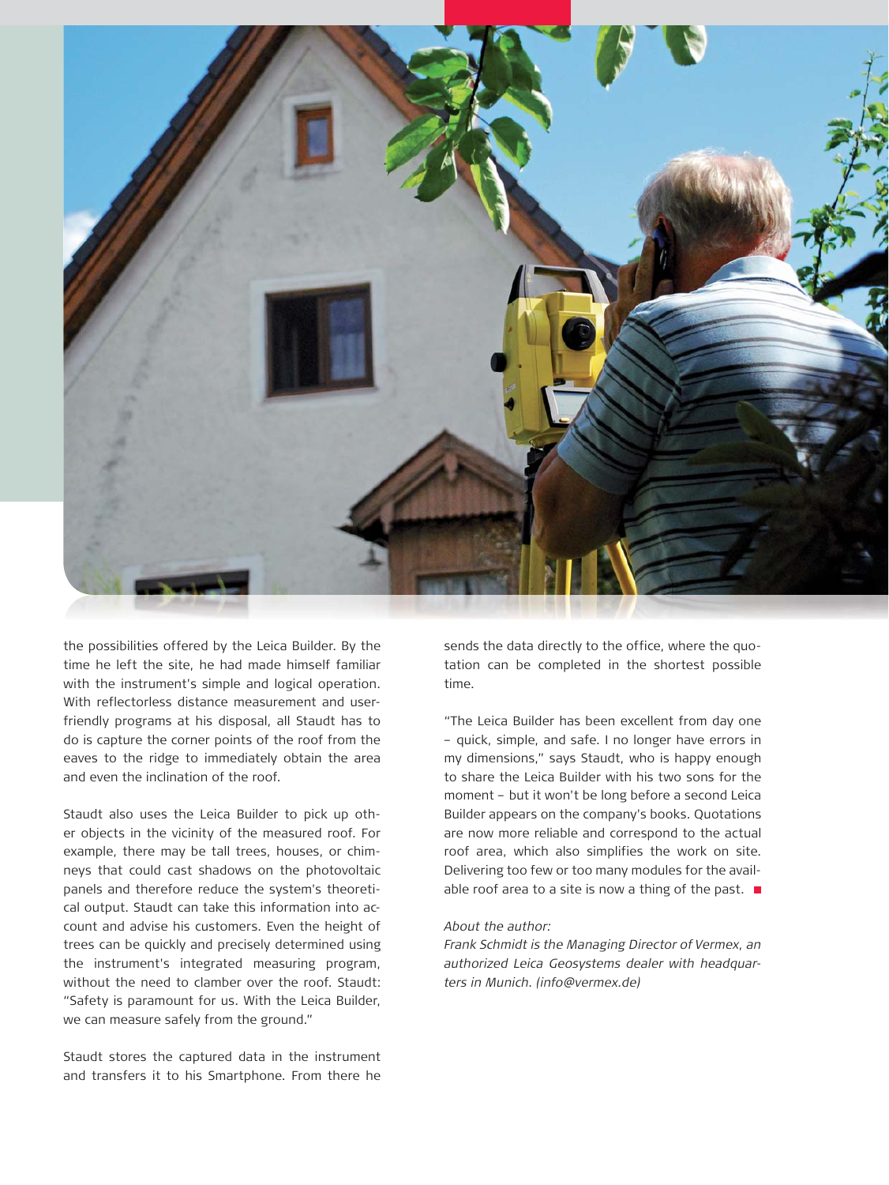the possibilities offered by the Leica Builder. By the time he left the site, he had made himself familiar with the instrument's simple and logical operation. With reflectorless distance measurement and user-friendly programs at his disposal, all Staudt has to do is capture the corner points of the roof from the eaves to the ridge to immediately obtain the area and even the inclination of the roof.

Staudt also uses the Leica Builder to pick up other objects in the vicinity of the measured roof. For example, there may be tall trees, houses, or chimneys that could cast shadows on the photovoltaic panels and therefore reduce the system's theoretical output. Staudt can take this information into account and advise his customers. Even the height of trees can be quickly and precisely determined using the instrument's integrated measuring program, without the need to clamber over the roof. Staudt: "Safety is paramount for us. With the Leica Builder, we can measure safely from the ground."

Staudt stores the captured data in the instrument and transfers it to his Smartphone. From there he sends the data directly to the office, where the quotation can be completed in the shortest possible time.

"The Leica Builder has been excellent from day one – quick, simple, and safe. I no longer have errors in my dimensions," says Staudt, who is happy enough to share the Leica Builder with his two sons for the moment – but it won't be long before a second Leica Builder appears on the company's books. Quotations are now more reliable and correspond to the actual roof area, which also simplifies the work on site. Delivering too few or too many modules for the available roof area to a site is now a thing of the past. ■

*About the author:*
*Frank Schmidt is the Managing Director of Vermex, an authorized Leica Geosystems dealer with headquarters in Munich. (info@vermex.de)*